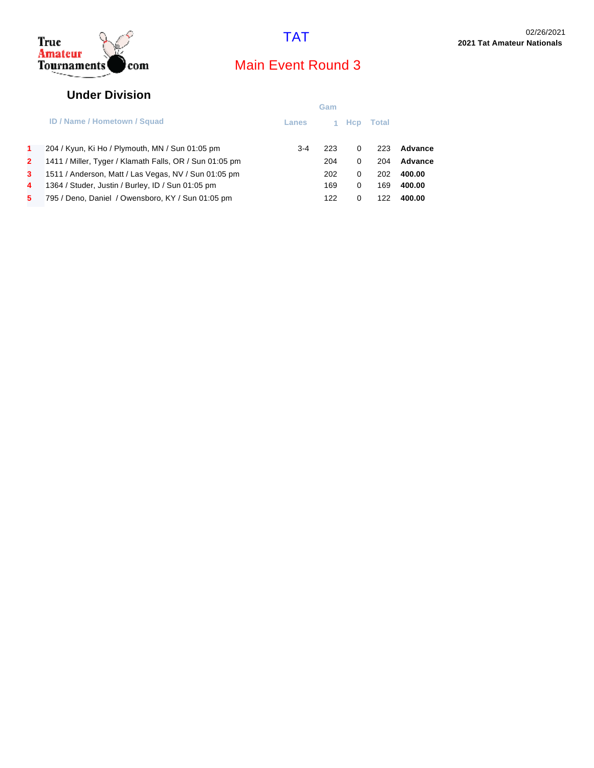# TAT

## Main Event Round 3

02/26/2021
**2021 Tat Amateur Nationals**

### Under Division

| | ID / Name / Hometown / Squad | Lanes | Gam 1 | Hcp | Total | |
|---|---|---|---|---|---|---|
| 1 | 204 / Kyun, Ki Ho / Plymouth, MN / Sun 01:05 pm | 3-4 | 223 | 0 | 223 | **Advance** |
| 2 | 1411 / Miller, Tyger / Klamath Falls, OR / Sun 01:05 pm | | 204 | 0 | 204 | **Advance** |
| 3 | 1511 / Anderson, Matt / Las Vegas, NV / Sun 01:05 pm | | 202 | 0 | 202 | **400.00** |
| 4 | 1364 / Studer, Justin / Burley, ID / Sun 01:05 pm | | 169 | 0 | 169 | **400.00** |
| 5 | 795 / Deno, Daniel / Owensboro, KY / Sun 01:05 pm | | 122 | 0 | 122 | **400.00** |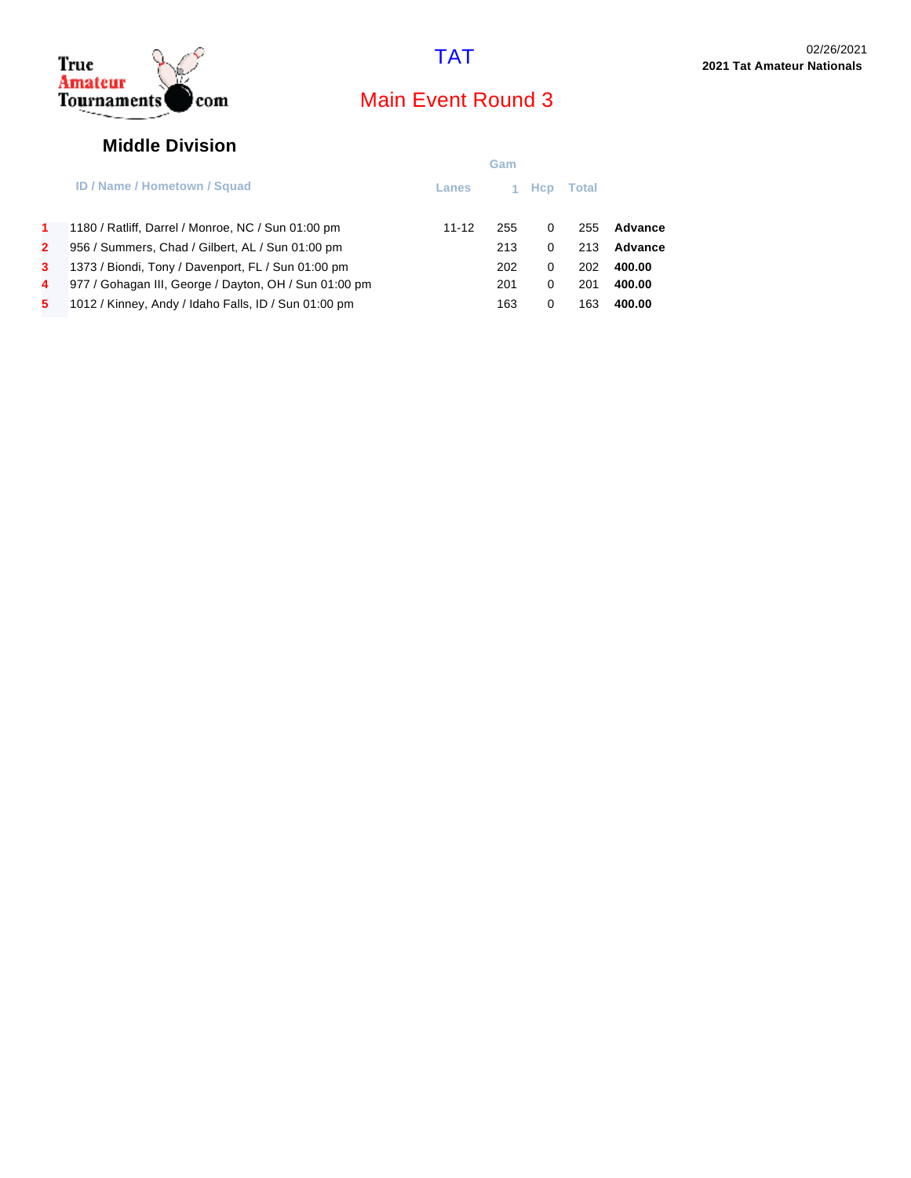# TAT

## Main Event Round 3

02/26/2021
**2021 Tat Amateur Nationals**

### Middle Division

| | ID / Name / Hometown / Squad | Lanes | Gam 1 | Hcp | Total | |
|---|---|---|---|---|---|---|
| **1** | 1180 / Ratliff, Darrel / Monroe, NC / Sun 01:00 pm | 11-12 | 255 | 0 | 255 | **Advance** |
| **2** | 956 / Summers, Chad / Gilbert, AL / Sun 01:00 pm | | 213 | 0 | 213 | **Advance** |
| **3** | 1373 / Biondi, Tony / Davenport, FL / Sun 01:00 pm | | 202 | 0 | 202 | **400.00** |
| **4** | 977 / Gohagan III, George / Dayton, OH / Sun 01:00 pm | | 201 | 0 | 201 | **400.00** |
| **5** | 1012 / Kinney, Andy / Idaho Falls, ID / Sun 01:00 pm | | 163 | 0 | 163 | **400.00** |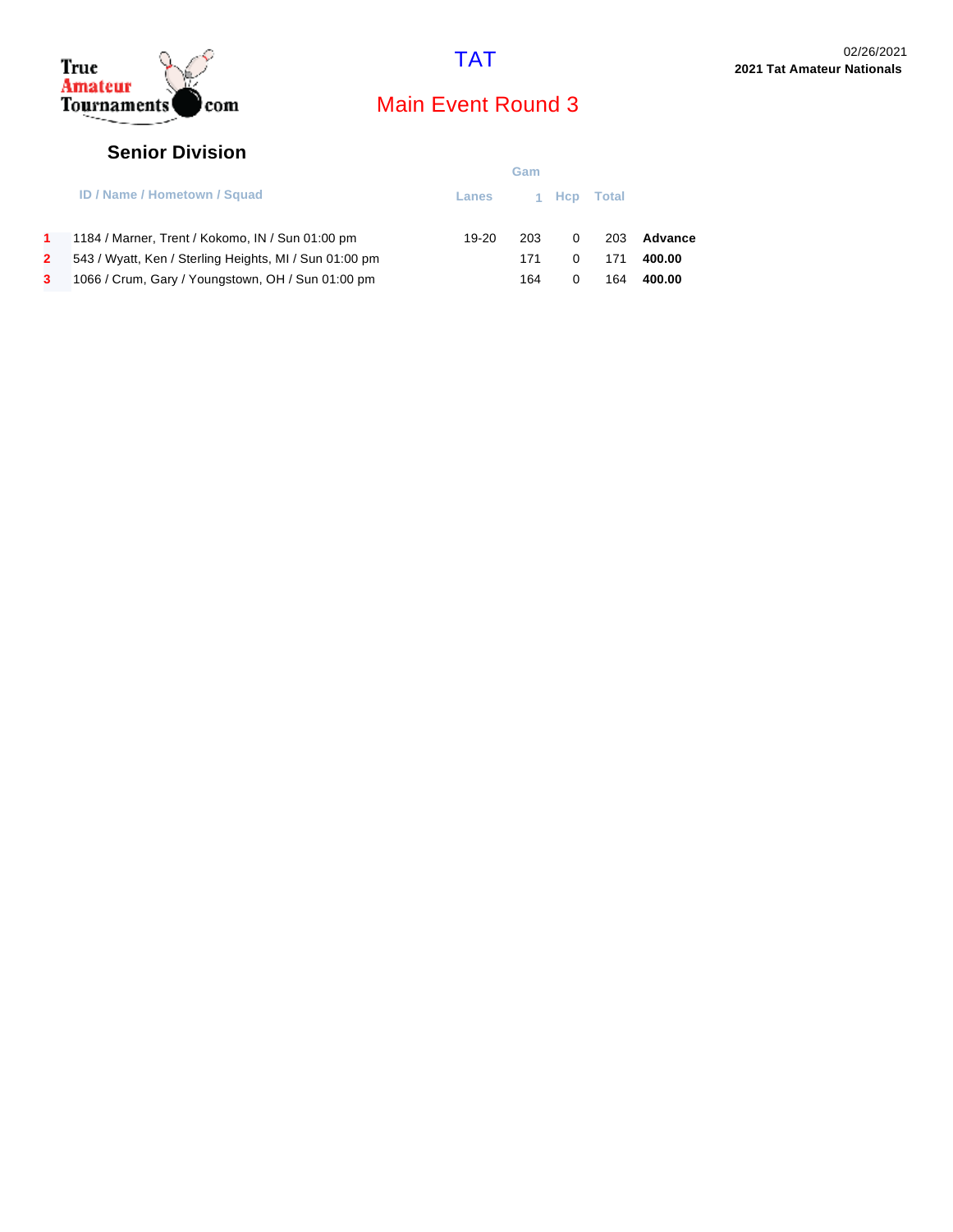True Amateur Tournaments.com

# TAT

02/26/2021

**2021 Tat Amateur Nationals**

## Main Event Round 3

### Senior Division

| | ID / Name / Hometown / Squad | Lanes | Gam 1 | Hcp | Total | |
|---|---|---|---|---|---|---|
| 1 | 1184 / Marner, Trent / Kokomo, IN / Sun 01:00 pm | 19-20 | 203 | 0 | 203 | **Advance** |
| 2 | 543 / Wyatt, Ken / Sterling Heights, MI / Sun 01:00 pm | | 171 | 0 | 171 | **400.00** |
| 3 | 1066 / Crum, Gary / Youngstown, OH / Sun 01:00 pm | | 164 | 0 | 164 | **400.00** |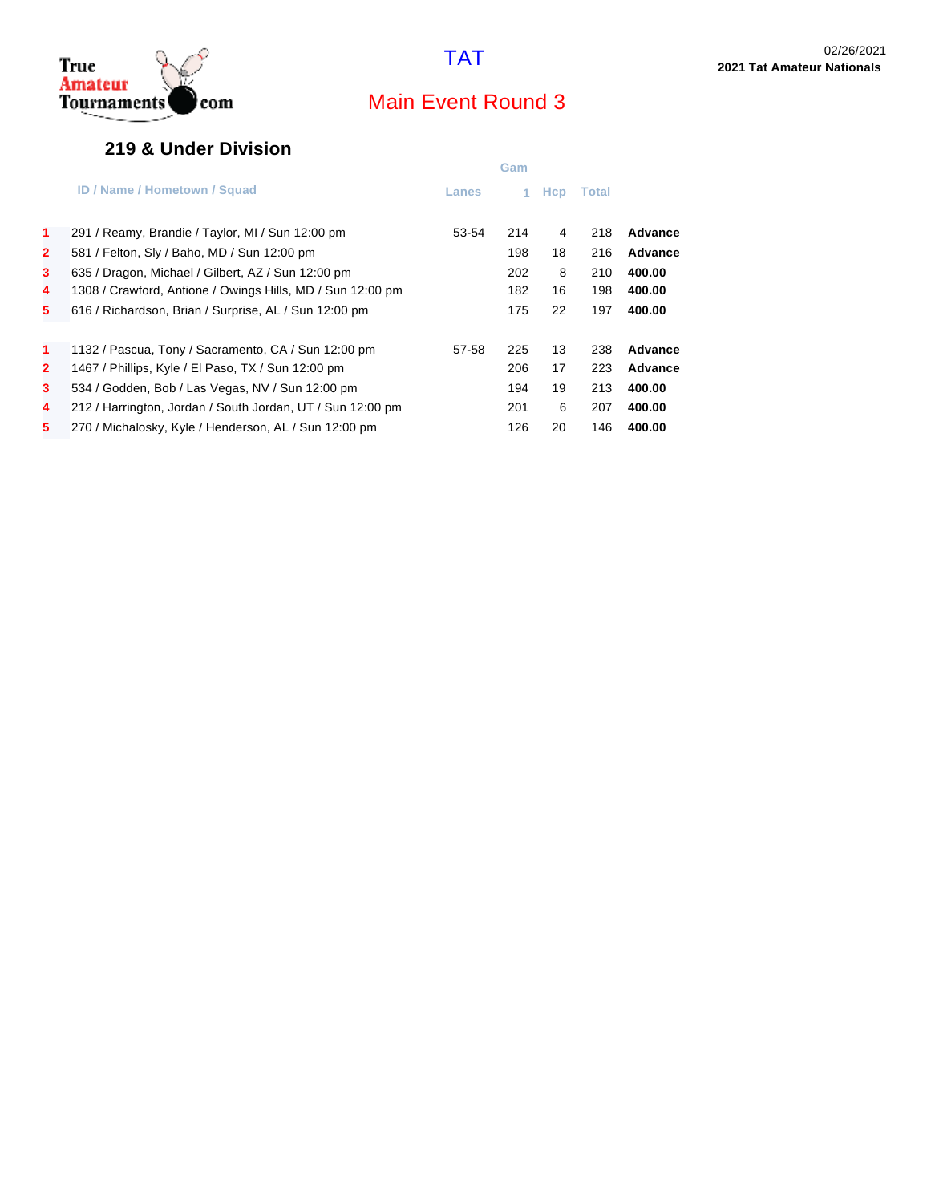# TAT

02/26/2021
**2021 Tat Amateur Nationals**

## Main Event Round 3

### 219 & Under Division

| | ID / Name / Hometown / Squad | Lanes | Gam 1 | Hcp | Total | |
|---|---|---|---|---|---|---|
| 1 | 291 / Reamy, Brandie / Taylor, MI / Sun 12:00 pm | 53-54 | 214 | 4 | 218 | **Advance** |
| 2 | 581 / Felton, Sly / Baho, MD / Sun 12:00 pm | | 198 | 18 | 216 | **Advance** |
| 3 | 635 / Dragon, Michael / Gilbert, AZ / Sun 12:00 pm | | 202 | 8 | 210 | **400.00** |
| 4 | 1308 / Crawford, Antione / Owings Hills, MD / Sun 12:00 pm | | 182 | 16 | 198 | **400.00** |
| 5 | 616 / Richardson, Brian / Surprise, AL / Sun 12:00 pm | | 175 | 22 | 197 | **400.00** |
| 1 | 1132 / Pascua, Tony / Sacramento, CA / Sun 12:00 pm | 57-58 | 225 | 13 | 238 | **Advance** |
| 2 | 1467 / Phillips, Kyle / El Paso, TX / Sun 12:00 pm | | 206 | 17 | 223 | **Advance** |
| 3 | 534 / Godden, Bob / Las Vegas, NV / Sun 12:00 pm | | 194 | 19 | 213 | **400.00** |
| 4 | 212 / Harrington, Jordan / South Jordan, UT / Sun 12:00 pm | | 201 | 6 | 207 | **400.00** |
| 5 | 270 / Michalosky, Kyle / Henderson, AL / Sun 12:00 pm | | 126 | 20 | 146 | **400.00** |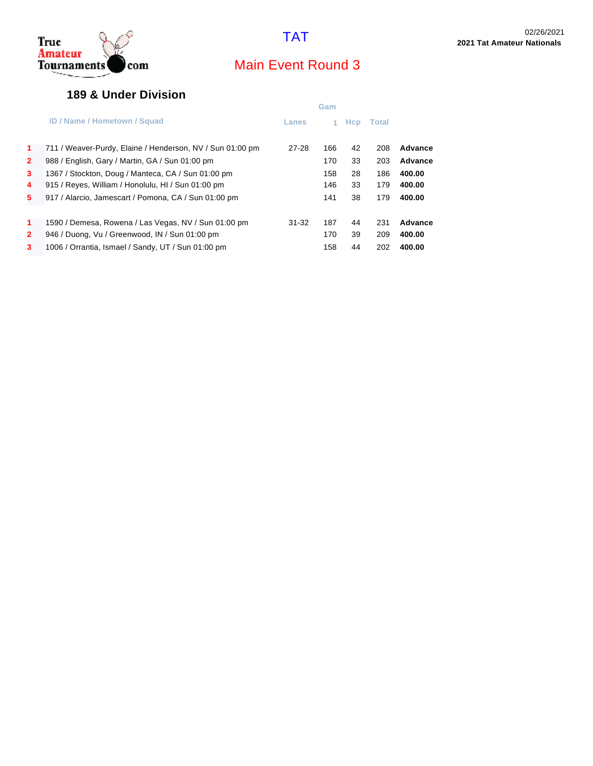# TAT

## Main Event Round 3

02/26/2021
**2021 Tat Amateur Nationals**

### 189 & Under Division

| | ID / Name / Hometown / Squad | Lanes | Gam 1 | Hcp | Total | |
|---|---|---|---|---|---|---|
| 1 | 711 / Weaver-Purdy, Elaine / Henderson, NV / Sun 01:00 pm | 27-28 | 166 | 42 | 208 | **Advance** |
| 2 | 988 / English, Gary / Martin, GA / Sun 01:00 pm | | 170 | 33 | 203 | **Advance** |
| 3 | 1367 / Stockton, Doug / Manteca, CA / Sun 01:00 pm | | 158 | 28 | 186 | **400.00** |
| 4 | 915 / Reyes, William / Honolulu, HI / Sun 01:00 pm | | 146 | 33 | 179 | **400.00** |
| 5 | 917 / Alarcio, Jamescart / Pomona, CA / Sun 01:00 pm | | 141 | 38 | 179 | **400.00** |
| 1 | 1590 / Demesa, Rowena / Las Vegas, NV / Sun 01:00 pm | 31-32 | 187 | 44 | 231 | **Advance** |
| 2 | 946 / Duong, Vu / Greenwood, IN / Sun 01:00 pm | | 170 | 39 | 209 | **400.00** |
| 3 | 1006 / Orrantia, Ismael / Sandy, UT / Sun 01:00 pm | | 158 | 44 | 202 | **400.00** |